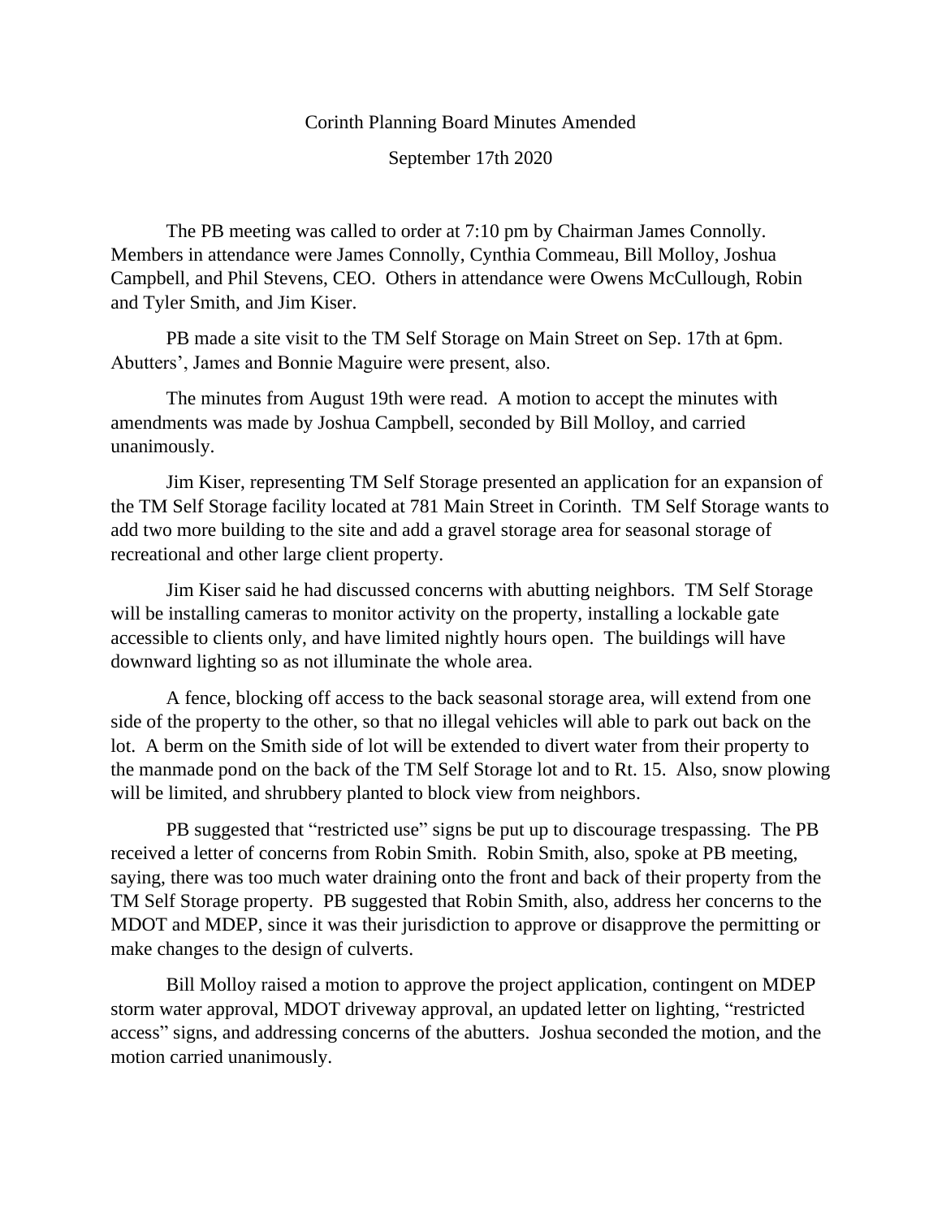Corinth Planning Board Minutes Amended

September 17th 2020

The PB meeting was called to order at 7:10 pm by Chairman James Connolly. Members in attendance were James Connolly, Cynthia Commeau, Bill Molloy, Joshua Campbell, and Phil Stevens, CEO. Others in attendance were Owens McCullough, Robin and Tyler Smith, and Jim Kiser.

PB made a site visit to the TM Self Storage on Main Street on Sep. 17th at 6pm. Abutters', James and Bonnie Maguire were present, also.

The minutes from August 19th were read. A motion to accept the minutes with amendments was made by Joshua Campbell, seconded by Bill Molloy, and carried unanimously.

Jim Kiser, representing TM Self Storage presented an application for an expansion of the TM Self Storage facility located at 781 Main Street in Corinth. TM Self Storage wants to add two more building to the site and add a gravel storage area for seasonal storage of recreational and other large client property.

Jim Kiser said he had discussed concerns with abutting neighbors. TM Self Storage will be installing cameras to monitor activity on the property, installing a lockable gate accessible to clients only, and have limited nightly hours open. The buildings will have downward lighting so as not illuminate the whole area.

A fence, blocking off access to the back seasonal storage area, will extend from one side of the property to the other, so that no illegal vehicles will able to park out back on the lot. A berm on the Smith side of lot will be extended to divert water from their property to the manmade pond on the back of the TM Self Storage lot and to Rt. 15. Also, snow plowing will be limited, and shrubbery planted to block view from neighbors.

PB suggested that "restricted use" signs be put up to discourage trespassing. The PB received a letter of concerns from Robin Smith. Robin Smith, also, spoke at PB meeting, saying, there was too much water draining onto the front and back of their property from the TM Self Storage property. PB suggested that Robin Smith, also, address her concerns to the MDOT and MDEP, since it was their jurisdiction to approve or disapprove the permitting or make changes to the design of culverts.

Bill Molloy raised a motion to approve the project application, contingent on MDEP storm water approval, MDOT driveway approval, an updated letter on lighting, "restricted access" signs, and addressing concerns of the abutters. Joshua seconded the motion, and the motion carried unanimously.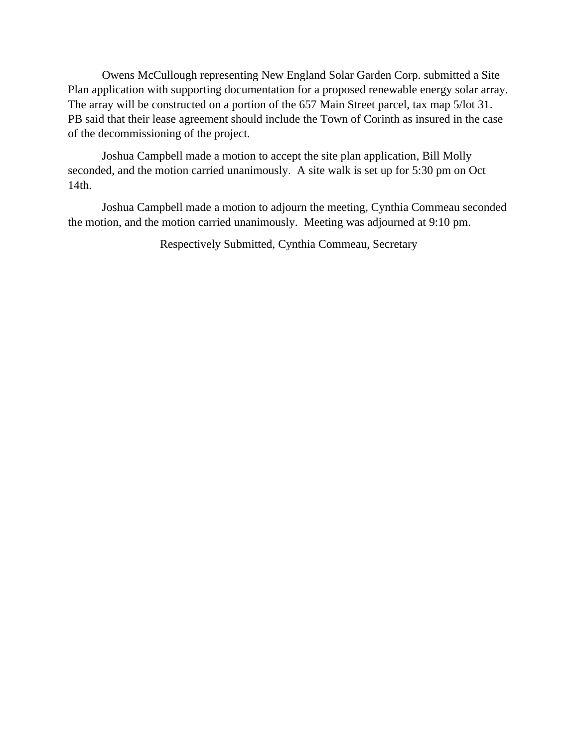Owens McCullough representing New England Solar Garden Corp. submitted a Site Plan application with supporting documentation for a proposed renewable energy solar array. The array will be constructed on a portion of the 657 Main Street parcel, tax map 5/lot 31. PB said that their lease agreement should include the Town of Corinth as insured in the case of the decommissioning of the project.

Joshua Campbell made a motion to accept the site plan application, Bill Molly seconded, and the motion carried unanimously. A site walk is set up for 5:30 pm on Oct 14th.

Joshua Campbell made a motion to adjourn the meeting, Cynthia Commeau seconded the motion, and the motion carried unanimously. Meeting was adjourned at 9:10 pm.

Respectively Submitted, Cynthia Commeau, Secretary